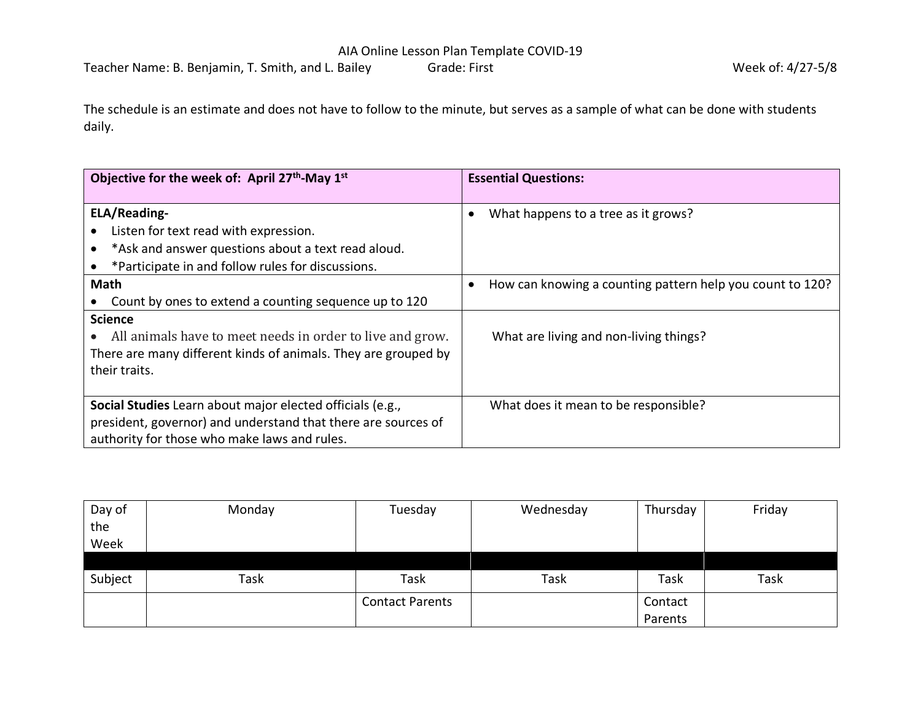AIA Online Lesson Plan Template COVID-19

Teacher Name: B. Benjamin, T. Smith, and L. Bailey    Grade: First    Week of: 4/27-5/8

The schedule is an estimate and does not have to follow to the minute, but serves as a sample of what can be done with students daily.

| **Objective for the week of: April 27th-May 1st** | **Essential Questions:** |
|---|---|
| **ELA/Reading-**<br>• Listen for text read with expression.<br>• *Ask and answer questions about a text read aloud.<br>• *Participate in and follow rules for discussions. | • What happens to a tree as it grows? |
| **Math**<br>• Count by ones to extend a counting sequence up to 120 | • How can knowing a counting pattern help you count to 120? |
| **Science**<br>• All animals have to meet needs in order to live and grow. There are many different kinds of animals. They are grouped by their traits. | What are living and non-living things? |
| **Social Studies** Learn about major elected officials (e.g., president, governor) and understand that there are sources of authority for those who make laws and rules. | What does it mean to be responsible? |

| Day of the Week | Monday | Tuesday | Wednesday | Thursday | Friday |
|---|---|---|---|---|---|
| | | | | | |
| Subject | Task | Task | Task | Task | Task |
| | | Contact Parents | | Contact Parents | |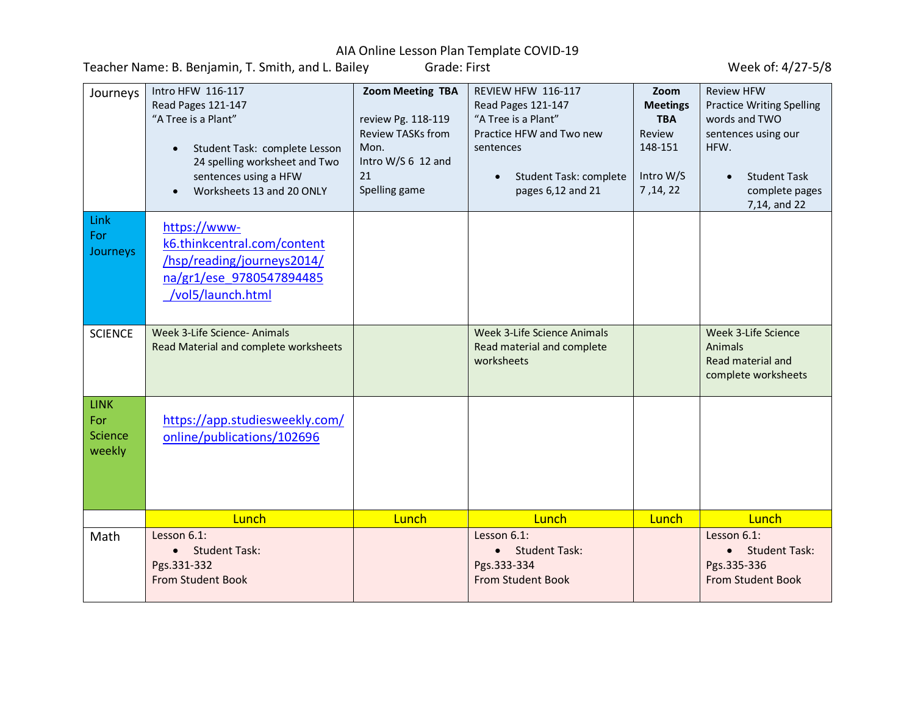AIA Online Lesson Plan Template COVID-19

Teacher Name: B. Benjamin, T. Smith, and L. Bailey        Grade: First        Week of: 4/27-5/8

| Journeys | Intro HFW 116-117<br>Read Pages 121-147<br>"A Tree is a Plant"<br>• Student Task: complete Lesson 24 spelling worksheet and Two sentences using a HFW<br>• Worksheets 13 and 20 ONLY | **Zoom Meeting TBA**<br>review Pg. 118-119<br>Review TASKs from Mon.<br>Intro W/S 6 12 and 21<br>Spelling game | REVIEW HFW 116-117<br>Read Pages 121-147<br>"A Tree is a Plant"<br>Practice HFW and Two new sentences<br>• Student Task: complete pages 6,12 and 21 | **Zoom Meetings TBA**<br>Review 148-151<br>Intro W/S 7 ,14, 22 | Review HFW<br>Practice Writing Spelling words and TWO sentences using our HFW.<br>• Student Task complete pages 7,14, and 22 |
|---|---|---|---|---|---|
| Link For Journeys | https://www-k6.thinkcentral.com/content/hsp/reading/journeys2014/na/gr1/ese_9780547894485_/vol5/launch.html | | | | |
| SCIENCE | Week 3-Life Science- Animals<br>Read Material and complete worksheets | | Week 3-Life Science Animals<br>Read material and complete worksheets | | Week 3-Life Science Animals<br>Read material and complete worksheets |
| LINK For Science weekly | https://app.studiesweekly.com/online/publications/102696 | | | | |
| | Lunch | Lunch | Lunch | Lunch | Lunch |
| Math | Lesson 6.1:<br>• Student Task:<br>Pgs.331-332<br>From Student Book | | Lesson 6.1:<br>• Student Task:<br>Pgs.333-334<br>From Student Book | | Lesson 6.1:<br>• Student Task:<br>Pgs.335-336<br>From Student Book |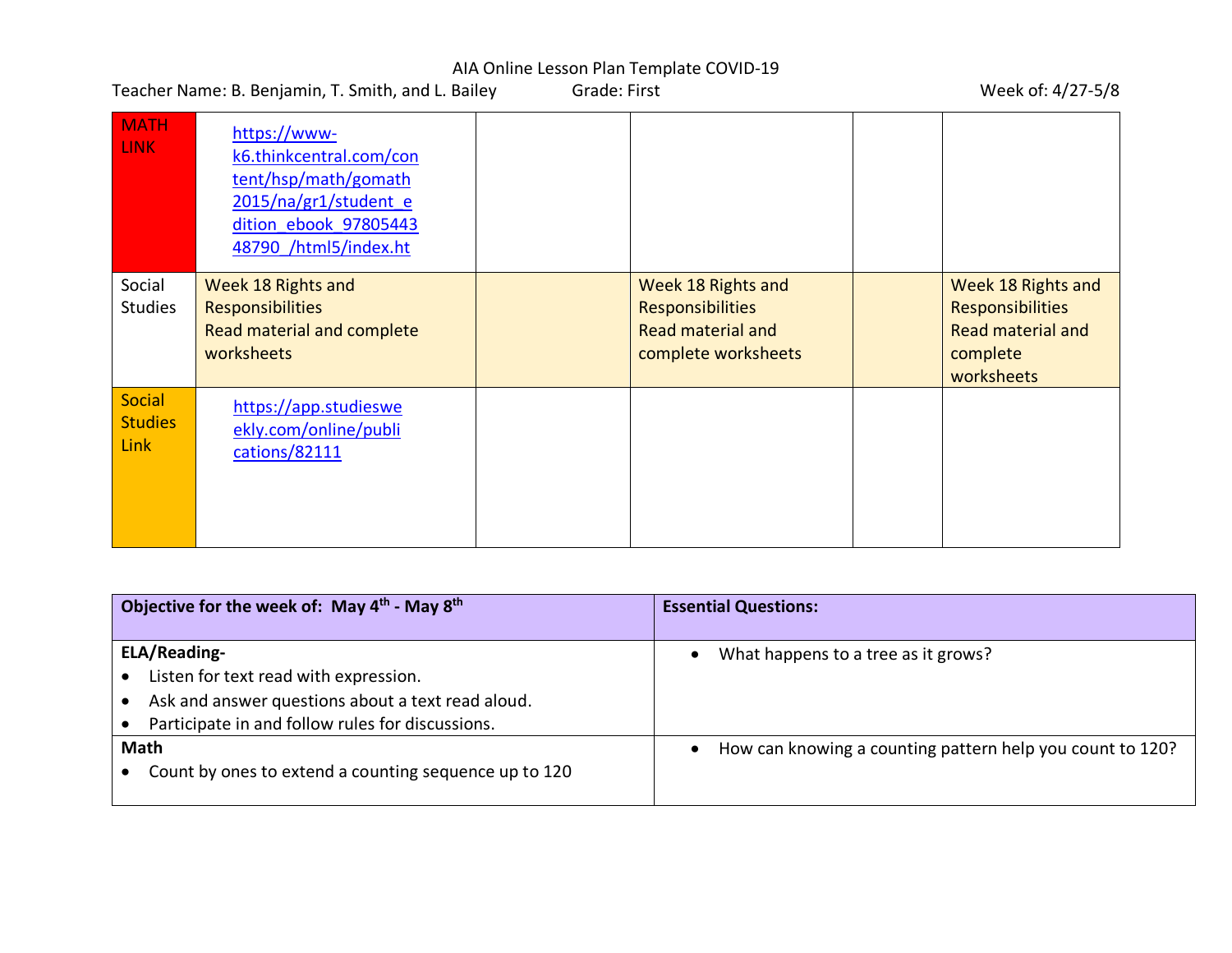AIA Online Lesson Plan Template COVID-19

Teacher Name: B. Benjamin, T. Smith, and L. Bailey Grade: First Week of: 4/27-5/8

| | | | | | |
|---|---|---|---|---|---|
| MATH LINK | https://www-k6.thinkcentral.com/content/hsp/math/gomath2015/na/gr1/student_edition_ebook_9780544348790_/html5/index.ht | | | | |
| Social Studies | Week 18 Rights and Responsibilities Read material and complete worksheets | | Week 18 Rights and Responsibilities Read material and complete worksheets | | Week 18 Rights and Responsibilities Read material and complete worksheets |
| Social Studies Link | https://app.studiesweekly.com/online/publications/82111 | | | | |

| Objective for the week of: May 4th - May 8th | Essential Questions: |
|---|---|
| **ELA/Reading-**<br>• Listen for text read with expression.<br>• Ask and answer questions about a text read aloud.<br>• Participate in and follow rules for discussions. | • What happens to a tree as it grows? |
| **Math**<br>• Count by ones to extend a counting sequence up to 120 | • How can knowing a counting pattern help you count to 120? |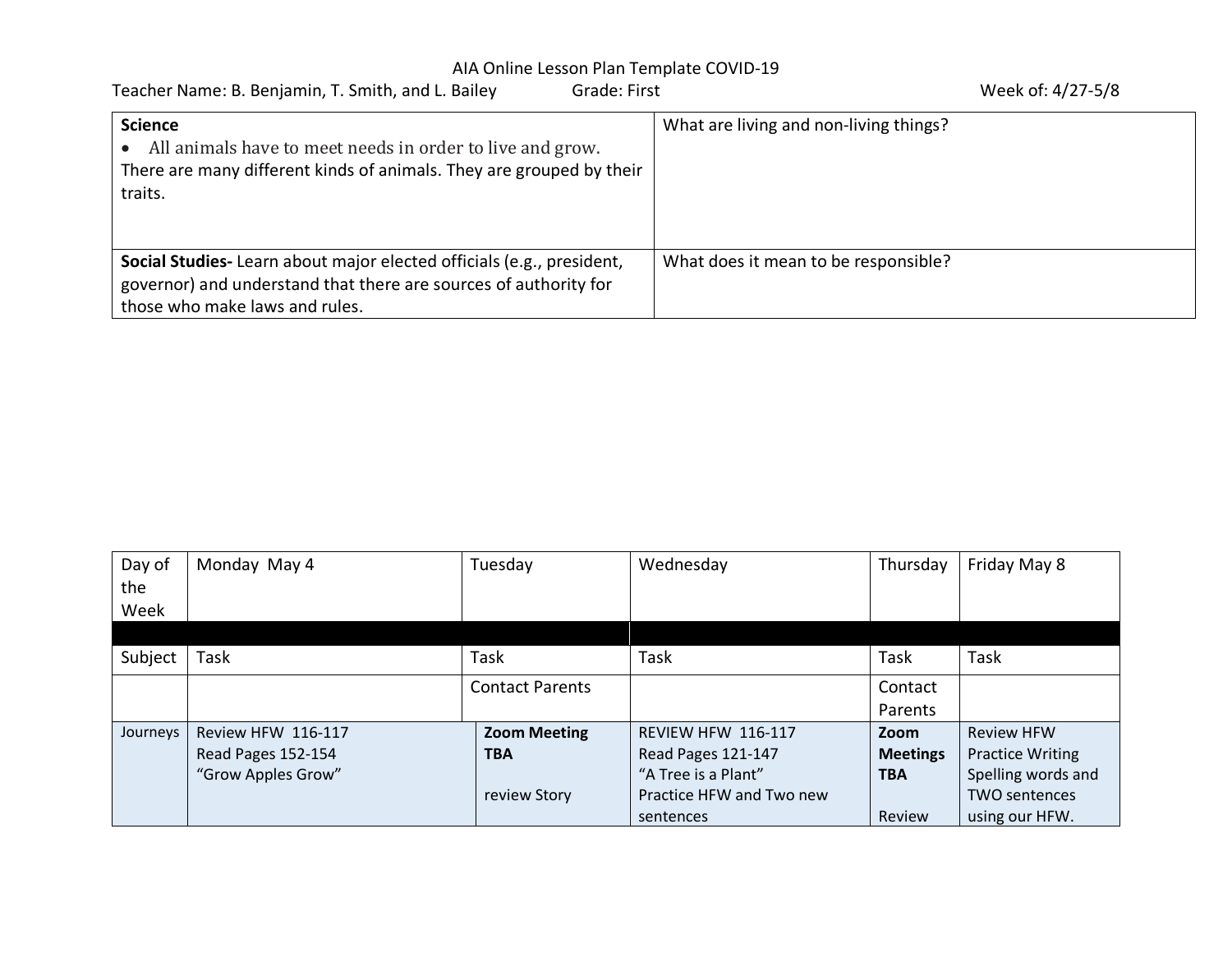AIA Online Lesson Plan Template COVID-19

Teacher Name: B. Benjamin, T. Smith, and L. Bailey  Grade: First  Week of: 4/27-5/8

| | |
|---|---|
| **Science**<br>• All animals have to meet needs in order to live and grow.<br>There are many different kinds of animals. They are grouped by their traits. | What are living and non-living things? |
| **Social Studies-** Learn about major elected officials (e.g., president, governor) and understand that there are sources of authority for those who make laws and rules. | What does it mean to be responsible? |

| Day of the Week | Monday May 4 | Tuesday | Wednesday | Thursday | Friday May 8 |
|---|---|---|---|---|---|
| | | | | | |
| Subject | Task | Task | Task | Task | Task |
| | | Contact Parents | | Contact Parents | |
| Journeys | Review HFW 116-117<br>Read Pages 152-154<br>"Grow Apples Grow" | **Zoom Meeting TBA**<br><br>review Story | REVIEW HFW 116-117<br>Read Pages 121-147<br>"A Tree is a Plant"<br>Practice HFW and Two new sentences | **Zoom Meetings TBA**<br><br>Review | Review HFW<br>Practice Writing Spelling words and TWO sentences using our HFW. |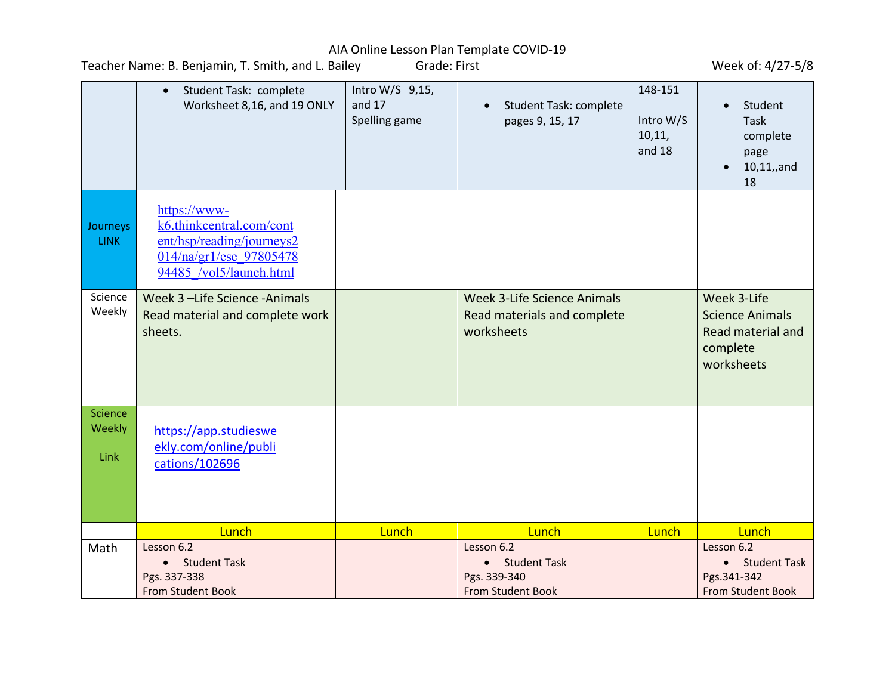AIA Online Lesson Plan Template COVID-19

Teacher Name: B. Benjamin, T. Smith, and L. Bailey Grade: First Week of: 4/27-5/8

| | | | | | |
|---|---|---|---|---|---|
| | • Student Task: complete Worksheet 8,16, and 19 ONLY | Intro W/S 9,15, and 17<br>Spelling game | • Student Task: complete pages 9, 15, 17 | 148-151<br><br>Intro W/S 10,11, and 18 | • Student Task complete page<br>• 10,11,,and 18 |
| Journeys LINK | https://www-k6.thinkcentral.com/content/hsp/reading/journeys2014/na/gr1/ese_9780547894485_/vol5/launch.html | | | | |
| Science Weekly | Week 3 –Life Science -Animals Read material and complete work sheets. | | Week 3-Life Science Animals Read materials and complete worksheets | | Week 3-Life Science Animals Read material and complete worksheets |
| Science Weekly Link | https://app.studiesweekly.com/online/publications/102696 | | | | |
| | Lunch | Lunch | Lunch | Lunch | Lunch |
| Math | Lesson 6.2<br>• Student Task<br>Pgs. 337-338<br>From Student Book | | Lesson 6.2<br>• Student Task<br>Pgs. 339-340<br>From Student Book | | Lesson 6.2<br>• Student Task<br>Pgs.341-342<br>From Student Book |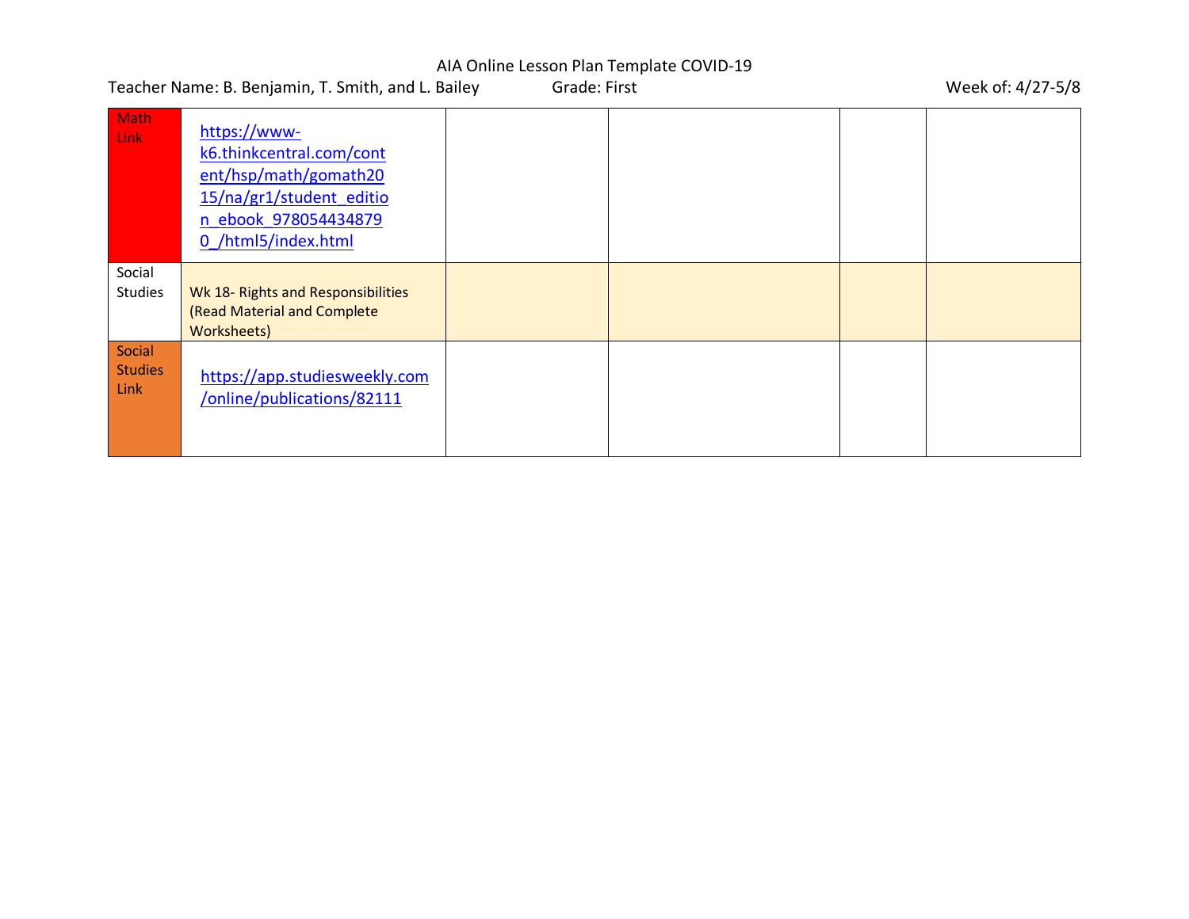AIA Online Lesson Plan Template COVID-19

Teacher Name: B. Benjamin, T. Smith, and L. Bailey Grade: First Week of: 4/27-5/8

| | | | | | |
|---|---|---|---|---|---|
| Math Link | https://www-k6.thinkcentral.com/content/hsp/math/gomath2015/na/gr1/student_edition_ebook_9780544348790_/html5/index.html | | | | |
| Social Studies | Wk 18- Rights and Responsibilities (Read Material and Complete Worksheets) | | | | |
| Social Studies Link | https://app.studiesweekly.com/online/publications/82111 | | | | |